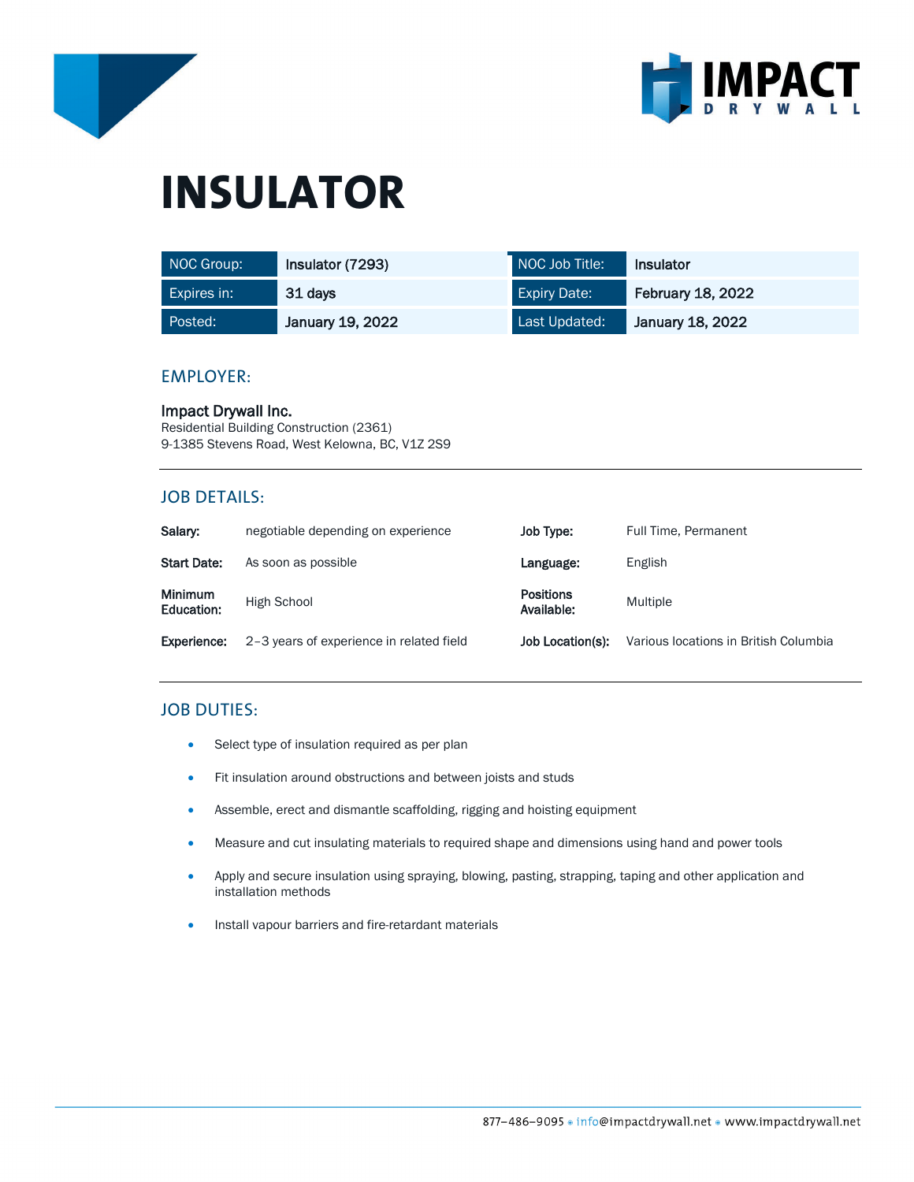# INSULATOR

| NOC Group: | Insulator (7293) | NOC Job Title: | Insulator |
|---|---|---|---|
| Expires in: | 31 days | Expiry Date: | February 18, 2022 |
| Posted: | January 19, 2022 | Last Updated: | January 18, 2022 |

## EMPLOYER:

**Impact Drywall Inc.**
Residential Building Construction (2361)
9-1385 Stevens Road, West Kelowna, BC, V1Z 2S9

## JOB DETAILS:

| | | | |
|---|---|---|---|
| **Salary:** | negotiable depending on experience | **Job Type:** | Full Time, Permanent |
| **Start Date:** | As soon as possible | **Language:** | English |
| **Minimum Education:** | High School | **Positions Available:** | Multiple |
| **Experience:** | 2–3 years of experience in related field | **Job Location(s):** | Various locations in British Columbia |

## JOB DUTIES:

- Select type of insulation required as per plan
- Fit insulation around obstructions and between joists and studs
- Assemble, erect and dismantle scaffolding, rigging and hoisting equipment
- Measure and cut insulating materials to required shape and dimensions using hand and power tools
- Apply and secure insulation using spraying, blowing, pasting, strapping, taping and other application and installation methods
- Install vapour barriers and fire-retardant materials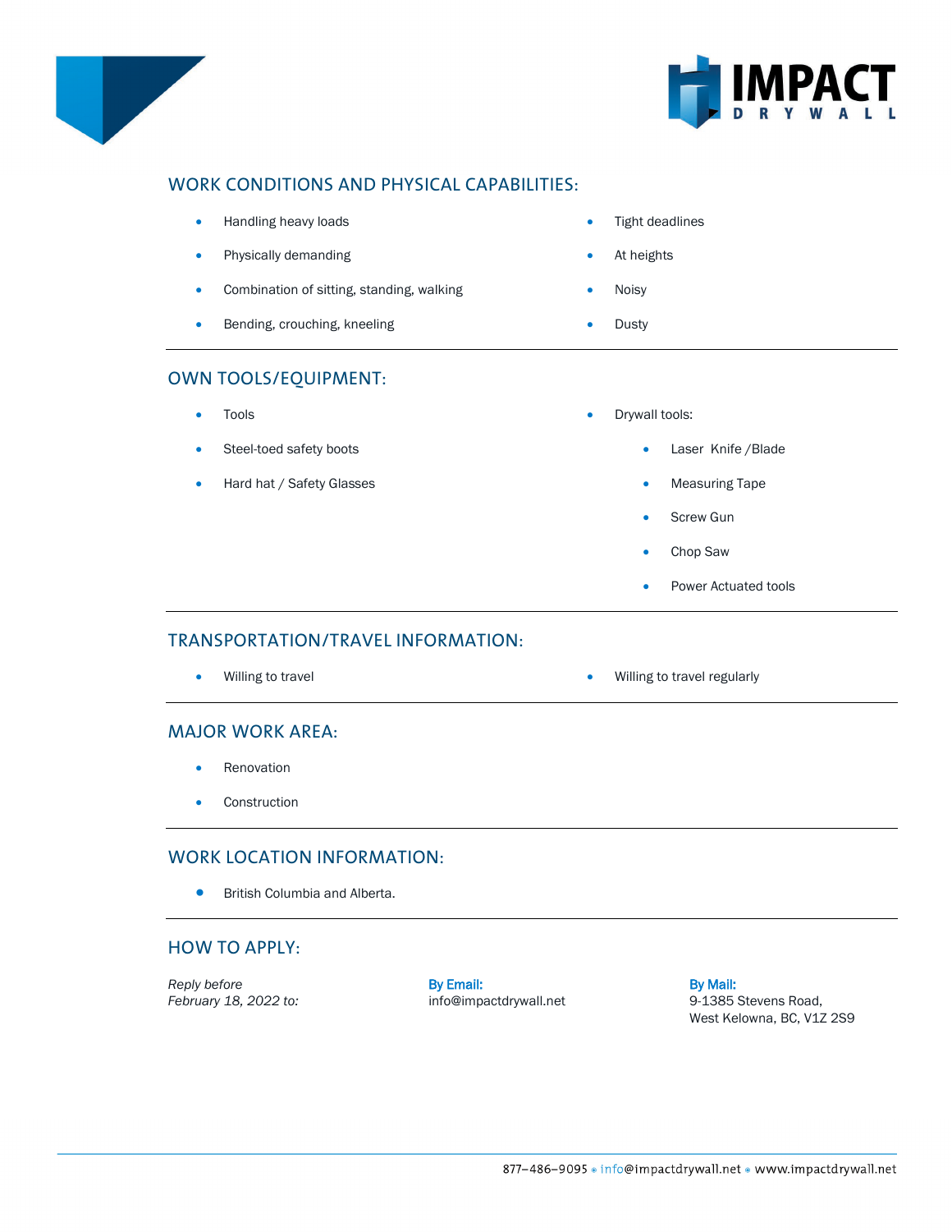## WORK CONDITIONS AND PHYSICAL CAPABILITIES:

- Handling heavy loads
- Physically demanding
- Combination of sitting, standing, walking
- Bending, crouching, kneeling
- Tight deadlines
- At heights
- Noisy
- Dusty

## OWN TOOLS/EQUIPMENT:

- Tools
- Steel-toed safety boots
- Hard hat / Safety Glasses
- Drywall tools:
  - Laser Knife /Blade
  - Measuring Tape
  - Screw Gun
  - Chop Saw
  - Power Actuated tools

## TRANSPORTATION/TRAVEL INFORMATION:

- Willing to travel
- Willing to travel regularly

## MAJOR WORK AREA:

- Renovation
- Construction

## WORK LOCATION INFORMATION:

- British Columbia and Alberta.

## HOW TO APPLY:

*Reply before February 18, 2022 to:*

**By Email:**
info@impactdrywall.net

**By Mail:**
9-1385 Stevens Road,
West Kelowna, BC, V1Z 2S9

877–486–9095 • info@impactdrywall.net • www.impactdrywall.net